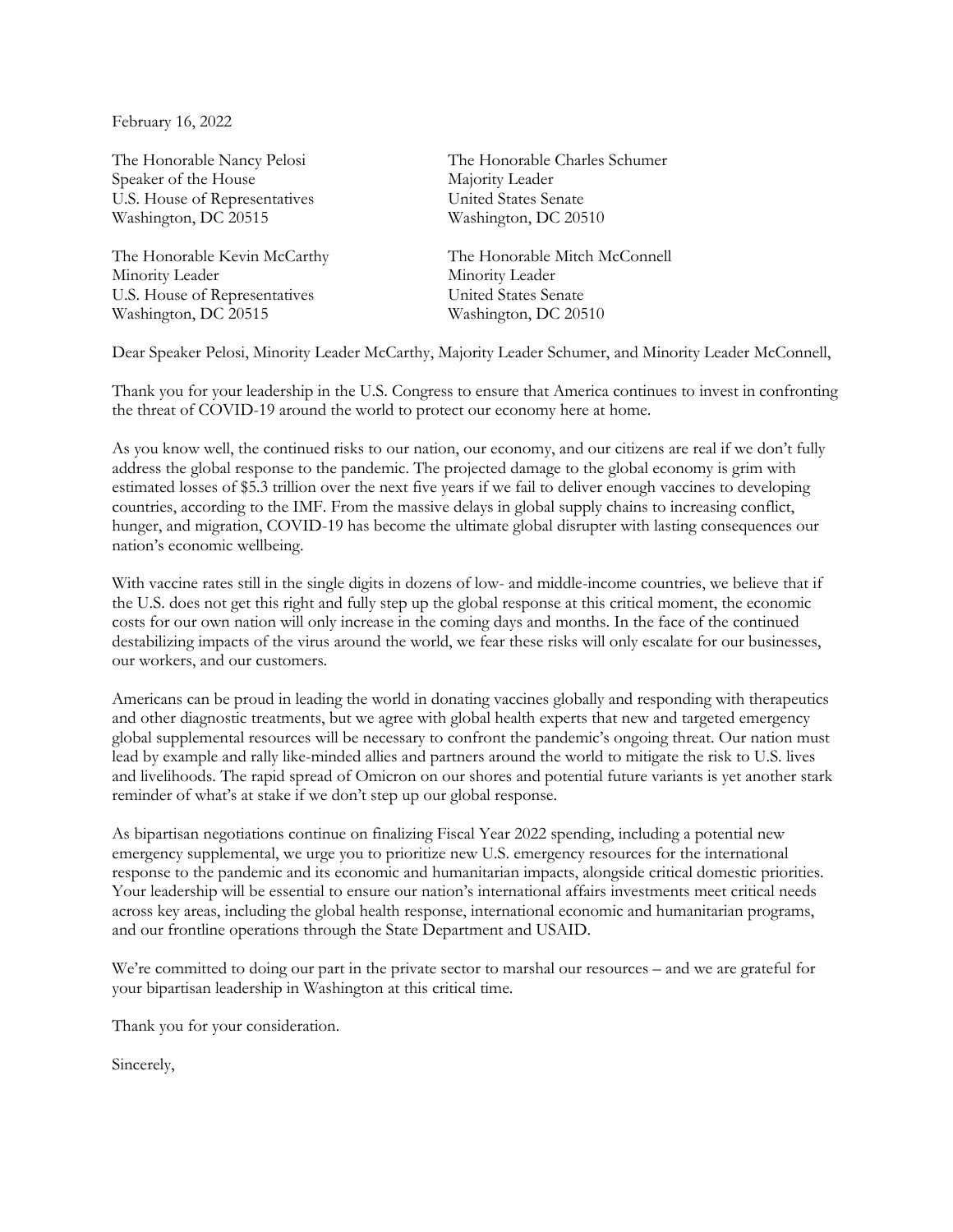February 16, 2022

The Honorable Nancy Pelosi
Speaker of the House
U.S. House of Representatives
Washington, DC 20515

The Honorable Charles Schumer
Majority Leader
United States Senate
Washington, DC 20510

The Honorable Kevin McCarthy
Minority Leader
U.S. House of Representatives
Washington, DC 20515

The Honorable Mitch McConnell
Minority Leader
United States Senate
Washington, DC 20510

Dear Speaker Pelosi, Minority Leader McCarthy, Majority Leader Schumer, and Minority Leader McConnell,

Thank you for your leadership in the U.S. Congress to ensure that America continues to invest in confronting the threat of COVID-19 around the world to protect our economy here at home.

As you know well, the continued risks to our nation, our economy, and our citizens are real if we don't fully address the global response to the pandemic. The projected damage to the global economy is grim with estimated losses of $5.3 trillion over the next five years if we fail to deliver enough vaccines to developing countries, according to the IMF. From the massive delays in global supply chains to increasing conflict, hunger, and migration, COVID-19 has become the ultimate global disrupter with lasting consequences our nation's economic wellbeing.

With vaccine rates still in the single digits in dozens of low- and middle-income countries, we believe that if the U.S. does not get this right and fully step up the global response at this critical moment, the economic costs for our own nation will only increase in the coming days and months. In the face of the continued destabilizing impacts of the virus around the world, we fear these risks will only escalate for our businesses, our workers, and our customers.

Americans can be proud in leading the world in donating vaccines globally and responding with therapeutics and other diagnostic treatments, but we agree with global health experts that new and targeted emergency global supplemental resources will be necessary to confront the pandemic's ongoing threat. Our nation must lead by example and rally like-minded allies and partners around the world to mitigate the risk to U.S. lives and livelihoods. The rapid spread of Omicron on our shores and potential future variants is yet another stark reminder of what's at stake if we don't step up our global response.

As bipartisan negotiations continue on finalizing Fiscal Year 2022 spending, including a potential new emergency supplemental, we urge you to prioritize new U.S. emergency resources for the international response to the pandemic and its economic and humanitarian impacts, alongside critical domestic priorities. Your leadership will be essential to ensure our nation's international affairs investments meet critical needs across key areas, including the global health response, international economic and humanitarian programs, and our frontline operations through the State Department and USAID.

We're committed to doing our part in the private sector to marshal our resources – and we are grateful for your bipartisan leadership in Washington at this critical time.

Thank you for your consideration.

Sincerely,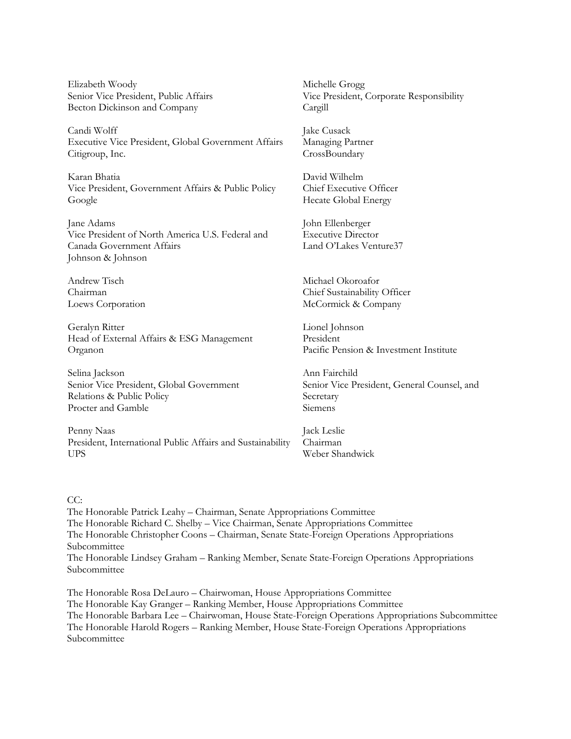Elizabeth Woody
Senior Vice President, Public Affairs
Becton Dickinson and Company

Candi Wolff
Executive Vice President, Global Government Affairs
Citigroup, Inc.

Karan Bhatia
Vice President, Government Affairs & Public Policy
Google

Jane Adams
Vice President of North America U.S. Federal and Canada Government Affairs
Johnson & Johnson

Andrew Tisch
Chairman
Loews Corporation

Geralyn Ritter
Head of External Affairs & ESG Management
Organon

Selina Jackson
Senior Vice President, Global Government Relations & Public Policy
Procter and Gamble

Penny Naas
President, International Public Affairs and Sustainability
UPS

Michelle Grogg
Vice President, Corporate Responsibility
Cargill

Jake Cusack
Managing Partner
CrossBoundary

David Wilhelm
Chief Executive Officer
Hecate Global Energy

John Ellenberger
Executive Director
Land O'Lakes Venture37

Michael Okoroafor
Chief Sustainability Officer
McCormick & Company

Lionel Johnson
President
Pacific Pension & Investment Institute

Ann Fairchild
Senior Vice President, General Counsel, and Secretary
Siemens

Jack Leslie
Chairman
Weber Shandwick

CC:
The Honorable Patrick Leahy – Chairman, Senate Appropriations Committee
The Honorable Richard C. Shelby – Vice Chairman, Senate Appropriations Committee
The Honorable Christopher Coons – Chairman, Senate State-Foreign Operations Appropriations Subcommittee
The Honorable Lindsey Graham – Ranking Member, Senate State-Foreign Operations Appropriations Subcommittee

The Honorable Rosa DeLauro – Chairwoman, House Appropriations Committee
The Honorable Kay Granger – Ranking Member, House Appropriations Committee
The Honorable Barbara Lee – Chairwoman, House State-Foreign Operations Appropriations Subcommittee
The Honorable Harold Rogers – Ranking Member, House State-Foreign Operations Appropriations Subcommittee